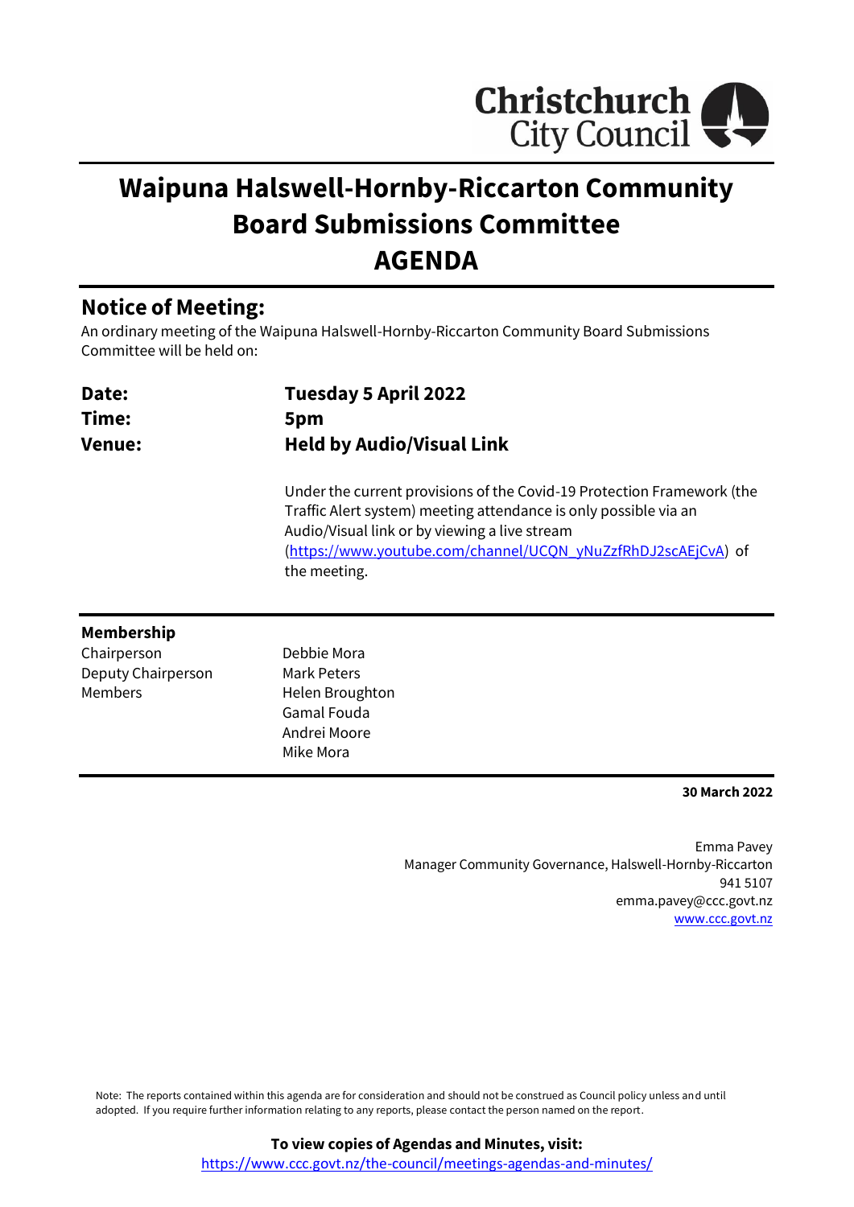Christchurch City Council

# Waipuna Halswell-Hornby-Riccarton Community Board Submissions Committee AGENDA

## Notice of Meeting:

An ordinary meeting of the Waipuna Halswell-Hornby-Riccarton Community Board Submissions Committee will be held on:

| | |
|---|---|
| **Date:** | **Tuesday 5 April 2022** |
| **Time:** | **5pm** |
| **Venue:** | **Held by Audio/Visual Link** |

Under the current provisions of the Covid-19 Protection Framework (the Traffic Alert system) meeting attendance is only possible via an Audio/Visual link or by viewing a live stream (https://www.youtube.com/channel/UCQN_yNuZzfRhDJ2scAEjCvA) of the meeting.

### Membership

| | |
|---|---|
| Chairperson | Debbie Mora |
| Deputy Chairperson | Mark Peters |
| Members | Helen Broughton |
| | Gamal Fouda |
| | Andrei Moore |
| | Mike Mora |

**30 March 2022**

Emma Pavey
Manager Community Governance, Halswell-Hornby-Riccarton
941 5107
emma.pavey@ccc.govt.nz
www.ccc.govt.nz

Note: The reports contained within this agenda are for consideration and should not be construed as Council policy unless and until adopted. If you require further information relating to any reports, please contact the person named on the report.

**To view copies of Agendas and Minutes, visit:**
https://www.ccc.govt.nz/the-council/meetings-agendas-and-minutes/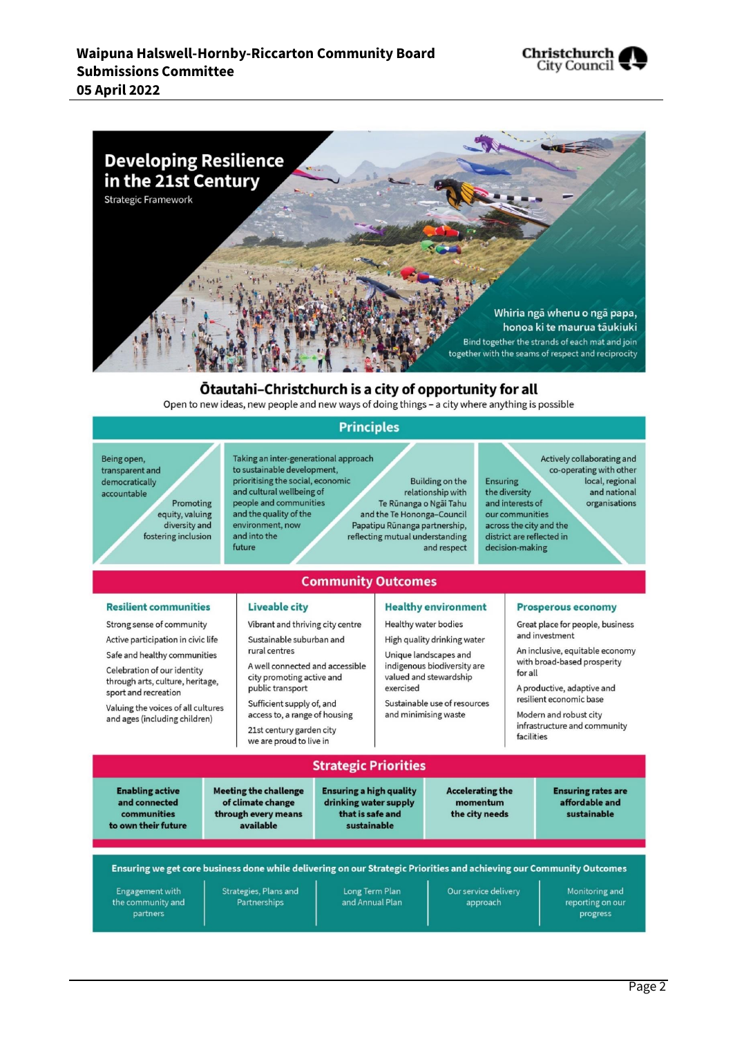# Developing Resilience in the 21st Century

Strategic Framework

Whiria ngā whenu o ngā papa, honoa ki te maurua tāukiuki

Bind together the strands of each mat and join together with the seams of respect and reciprocity

## Ōtautahi–Christchurch is a city of opportunity for all

Open to new ideas, new people and new ways of doing things – a city where anything is possible

## Principles

- Being open, transparent and democratically accountable
- Promoting equity, valuing diversity and fostering inclusion
- Taking an inter-generational approach to sustainable development, prioritising the social, economic and cultural wellbeing of people and communities and the quality of the environment, now and into the future
- Building on the relationship with Te Rūnanga o Ngāi Tahu and the Te Hononga–Council Papatipu Rūnanga partnership, reflecting mutual understanding and respect
- Ensuring the diversity and interests of our communities across the city and the district are reflected in decision-making
- Actively collaborating and co-operating with other local, regional and national organisations

## Community Outcomes

### Resilient communities

- Strong sense of community
- Active participation in civic life
- Safe and healthy communities
- Celebration of our identity through arts, culture, heritage, sport and recreation
- Valuing the voices of all cultures and ages (including children)

### Liveable city

- Vibrant and thriving city centre
- Sustainable suburban and rural centres
- A well connected and accessible city promoting active and public transport
- Sufficient supply of, and access to, a range of housing
- 21st century garden city we are proud to live in

### Healthy environment

- Healthy water bodies
- High quality drinking water
- Unique landscapes and indigenous biodiversity are valued and stewardship exercised
- Sustainable use of resources and minimising waste

### Prosperous economy

- Great place for people, business and investment
- An inclusive, equitable economy with broad-based prosperity for all
- A productive, adaptive and resilient economic base
- Modern and robust city infrastructure and community facilities

## Strategic Priorities

- **Enabling active and connected communities to own their future**
- **Meeting the challenge of climate change through every means available**
- **Ensuring a high quality drinking water supply that is safe and sustainable**
- **Accelerating the momentum the city needs**
- **Ensuring rates are affordable and sustainable**

## Ensuring we get core business done while delivering on our Strategic Priorities and achieving our Community Outcomes

- Engagement with the community and partners
- Strategies, Plans and Partnerships
- Long Term Plan and Annual Plan
- Our service delivery approach
- Monitoring and reporting on our progress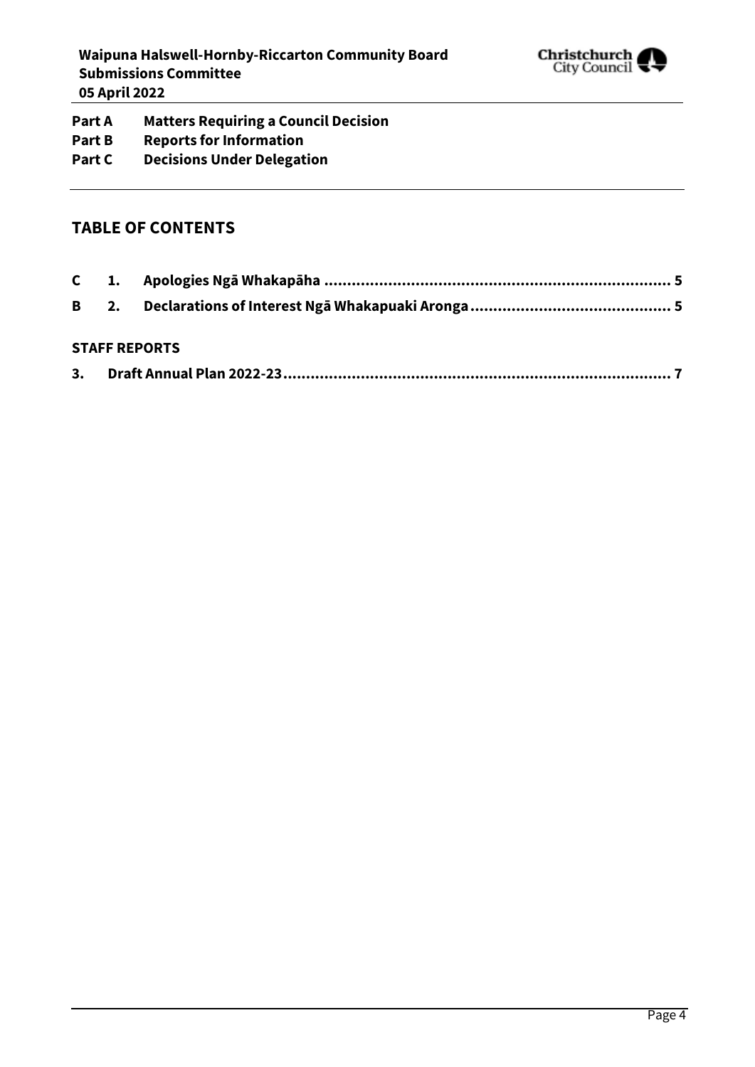**Part A Matters Requiring a Council Decision**
**Part B Reports for Information**
**Part C Decisions Under Delegation**

## TABLE OF CONTENTS

| | | | |
|---|---|---|---|
| C | 1. | Apologies Ngā Whakapāha | 5 |
| B | 2. | Declarations of Interest Ngā Whakapuaki Aronga | 5 |

### STAFF REPORTS

| | | |
|---|---|---|
| 3. | Draft Annual Plan 2022-23 | 7 |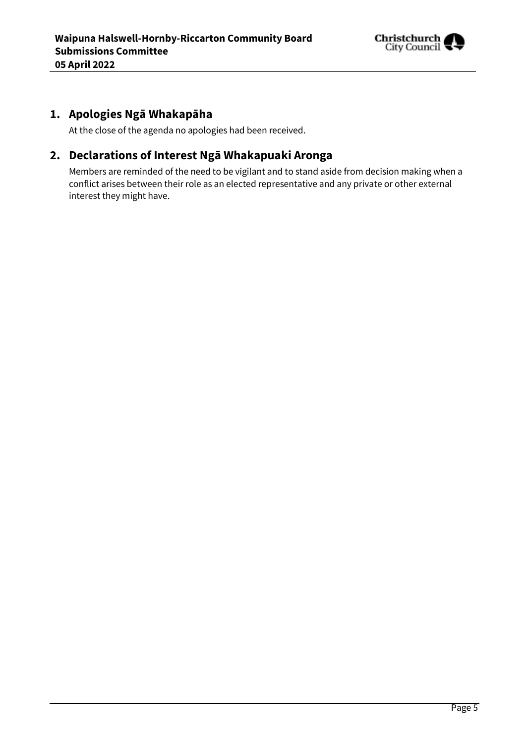## 1. Apologies Ngā Whakapāha

At the close of the agenda no apologies had been received.

## 2. Declarations of Interest Ngā Whakapuaki Aronga

Members are reminded of the need to be vigilant and to stand aside from decision making when a conflict arises between their role as an elected representative and any private or other external interest they might have.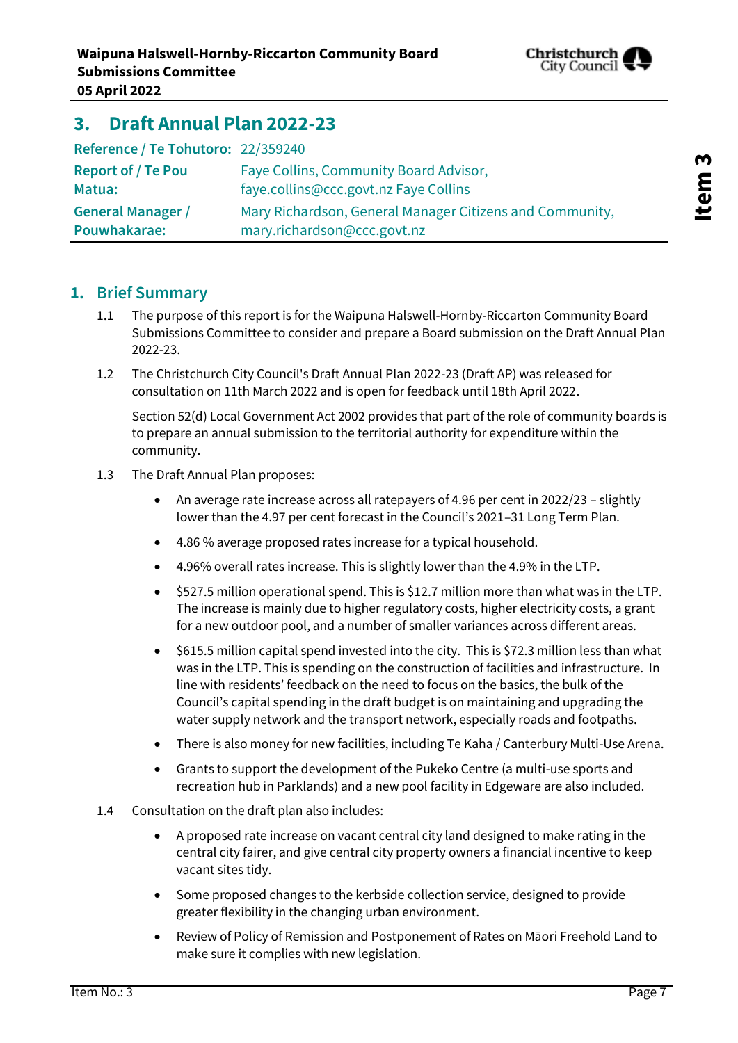# 3. Draft Annual Plan 2022-23

| | |
|---|---|
| **Reference / Te Tohutoro:** | 22/359240 |
| **Report of / Te Pou Matua:** | Faye Collins, Community Board Advisor, faye.collins@ccc.govt.nz Faye Collins |
| **General Manager / Pouwhakarae:** | Mary Richardson, General Manager Citizens and Community, mary.richardson@ccc.govt.nz |

## 1. Brief Summary

1.1 The purpose of this report is for the Waipuna Halswell-Hornby-Riccarton Community Board Submissions Committee to consider and prepare a Board submission on the Draft Annual Plan 2022-23.

1.2 The Christchurch City Council's Draft Annual Plan 2022-23 (Draft AP) was released for consultation on 11th March 2022 and is open for feedback until 18th April 2022.

Section 52(d) Local Government Act 2002 provides that part of the role of community boards is to prepare an annual submission to the territorial authority for expenditure within the community.

1.3 The Draft Annual Plan proposes:

- An average rate increase across all ratepayers of 4.96 per cent in 2022/23 – slightly lower than the 4.97 per cent forecast in the Council's 2021–31 Long Term Plan.
- 4.86 % average proposed rates increase for a typical household.
- 4.96% overall rates increase. This is slightly lower than the 4.9% in the LTP.
- $527.5 million operational spend. This is $12.7 million more than what was in the LTP. The increase is mainly due to higher regulatory costs, higher electricity costs, a grant for a new outdoor pool, and a number of smaller variances across different areas.
- $615.5 million capital spend invested into the city. This is $72.3 million less than what was in the LTP. This is spending on the construction of facilities and infrastructure. In line with residents' feedback on the need to focus on the basics, the bulk of the Council's capital spending in the draft budget is on maintaining and upgrading the water supply network and the transport network, especially roads and footpaths.
- There is also money for new facilities, including Te Kaha / Canterbury Multi-Use Arena.
- Grants to support the development of the Pukeko Centre (a multi-use sports and recreation hub in Parklands) and a new pool facility in Edgeware are also included.

1.4 Consultation on the draft plan also includes:

- A proposed rate increase on vacant central city land designed to make rating in the central city fairer, and give central city property owners a financial incentive to keep vacant sites tidy.
- Some proposed changes to the kerbside collection service, designed to provide greater flexibility in the changing urban environment.
- Review of Policy of Remission and Postponement of Rates on Māori Freehold Land to make sure it complies with new legislation.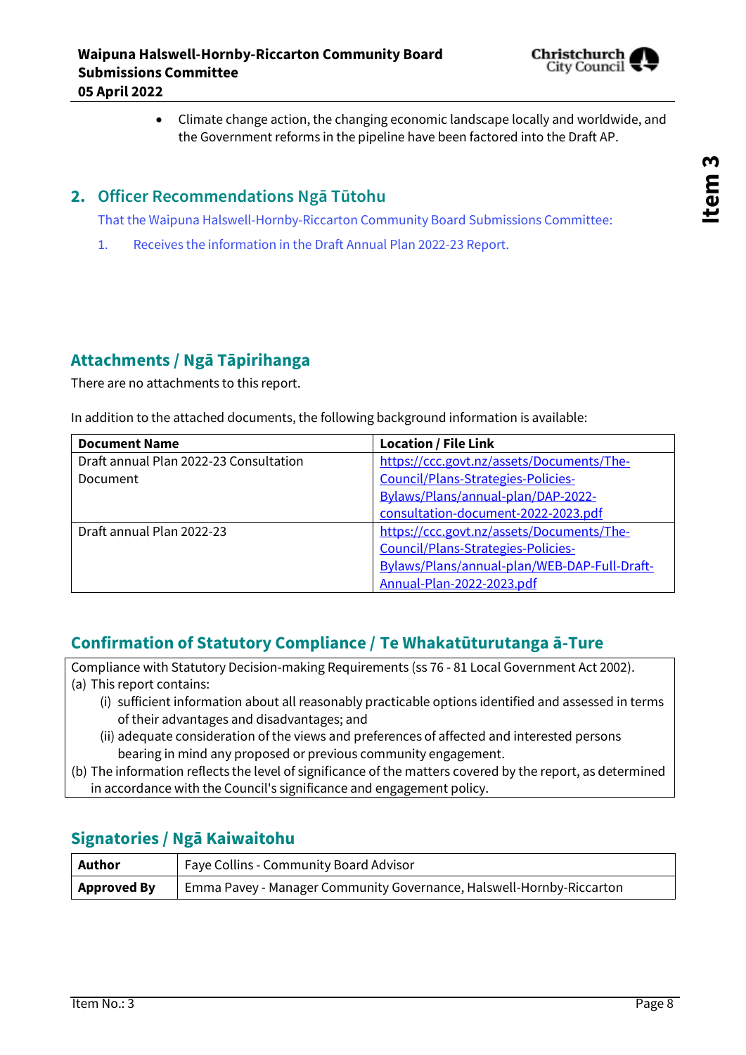- Climate change action, the changing economic landscape locally and worldwide, and the Government reforms in the pipeline have been factored into the Draft AP.

## 2. Officer Recommendations Ngā Tūtohu

That the Waipuna Halswell-Hornby-Riccarton Community Board Submissions Committee:

1. Receives the information in the Draft Annual Plan 2022-23 Report.

## Attachments / Ngā Tāpirihanga

There are no attachments to this report.

In addition to the attached documents, the following background information is available:

| Document Name | Location / File Link |
|---|---|
| Draft annual Plan 2022-23 Consultation Document | https://ccc.govt.nz/assets/Documents/The-Council/Plans-Strategies-Policies-Bylaws/Plans/annual-plan/DAP-2022-consultation-document-2022-2023.pdf |
| Draft annual Plan 2022-23 | https://ccc.govt.nz/assets/Documents/The-Council/Plans-Strategies-Policies-Bylaws/Plans/annual-plan/WEB-DAP-Full-Draft-Annual-Plan-2022-2023.pdf |

## Confirmation of Statutory Compliance / Te Whakatūturutanga ā-Ture

Compliance with Statutory Decision-making Requirements (ss 76 - 81 Local Government Act 2002).

(a) This report contains:

(i) sufficient information about all reasonably practicable options identified and assessed in terms of their advantages and disadvantages; and

(ii) adequate consideration of the views and preferences of affected and interested persons bearing in mind any proposed or previous community engagement.

(b) The information reflects the level of significance of the matters covered by the report, as determined in accordance with the Council's significance and engagement policy.

## Signatories / Ngā Kaiwaitohu

| | |
|---|---|
| **Author** | Faye Collins - Community Board Advisor |
| **Approved By** | Emma Pavey - Manager Community Governance, Halswell-Hornby-Riccarton |